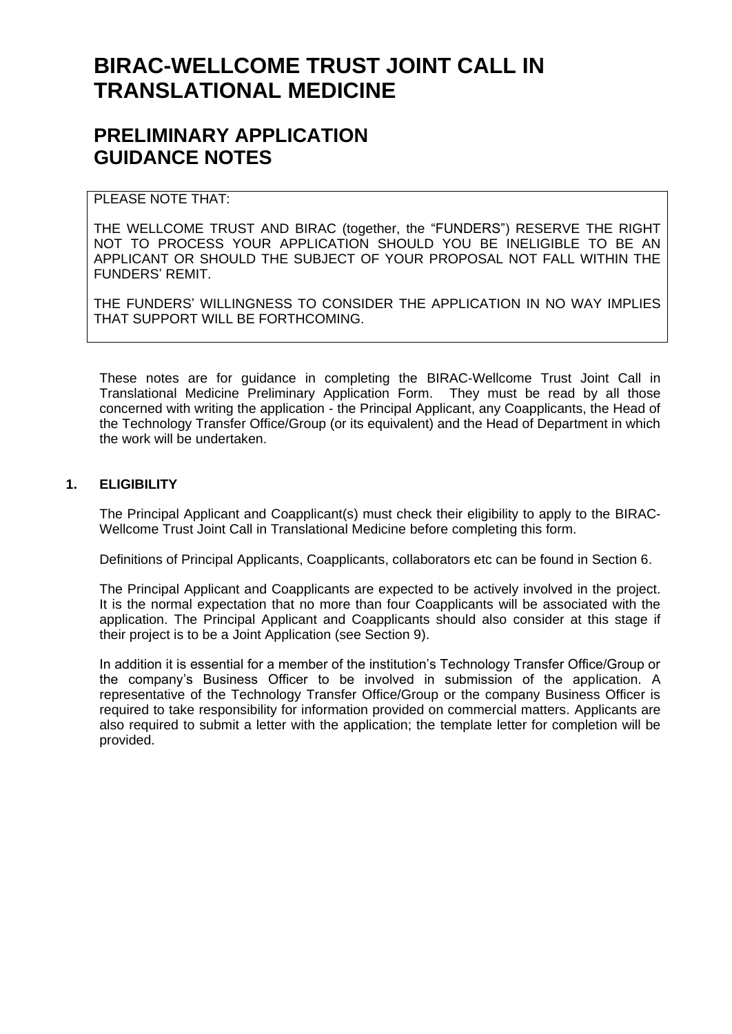# BIRAC-WELLCOME TRUST JOINT CALL IN TRANSLATIONAL MEDICINE

## PRELIMINARY APPLICATION GUIDANCE NOTES

> PLEASE NOTE THAT:
>
> THE WELLCOME TRUST AND BIRAC (together, the "FUNDERS") RESERVE THE RIGHT NOT TO PROCESS YOUR APPLICATION SHOULD YOU BE INELIGIBLE TO BE AN APPLICANT OR SHOULD THE SUBJECT OF YOUR PROPOSAL NOT FALL WITHIN THE FUNDERS' REMIT.
>
> THE FUNDERS' WILLINGNESS TO CONSIDER THE APPLICATION IN NO WAY IMPLIES THAT SUPPORT WILL BE FORTHCOMING.

These notes are for guidance in completing the BIRAC-Wellcome Trust Joint Call in Translational Medicine Preliminary Application Form. They must be read by all those concerned with writing the application - the Principal Applicant, any Coapplicants, the Head of the Technology Transfer Office/Group (or its equivalent) and the Head of Department in which the work will be undertaken.

### 1. ELIGIBILITY

The Principal Applicant and Coapplicant(s) must check their eligibility to apply to the BIRAC-Wellcome Trust Joint Call in Translational Medicine before completing this form.

Definitions of Principal Applicants, Coapplicants, collaborators etc can be found in Section 6.

The Principal Applicant and Coapplicants are expected to be actively involved in the project. It is the normal expectation that no more than four Coapplicants will be associated with the application. The Principal Applicant and Coapplicants should also consider at this stage if their project is to be a Joint Application (see Section 9).

In addition it is essential for a member of the institution's Technology Transfer Office/Group or the company's Business Officer to be involved in submission of the application. A representative of the Technology Transfer Office/Group or the company Business Officer is required to take responsibility for information provided on commercial matters. Applicants are also required to submit a letter with the application; the template letter for completion will be provided.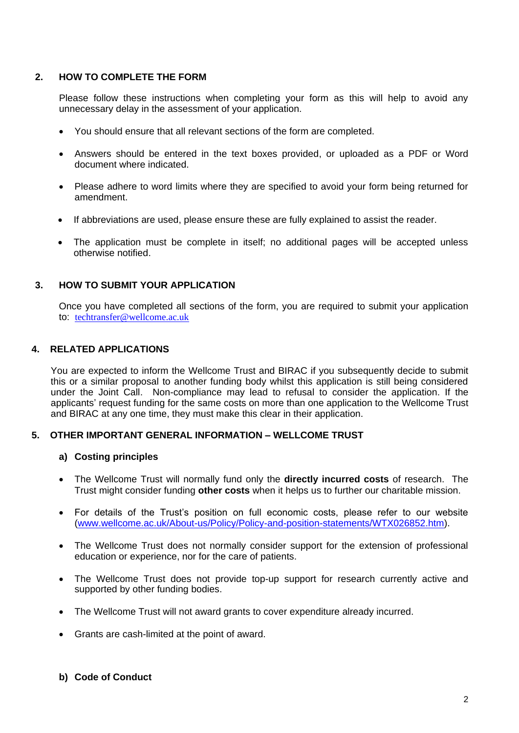## 2. HOW TO COMPLETE THE FORM

Please follow these instructions when completing your form as this will help to avoid any unnecessary delay in the assessment of your application.

- You should ensure that all relevant sections of the form are completed.
- Answers should be entered in the text boxes provided, or uploaded as a PDF or Word document where indicated.
- Please adhere to word limits where they are specified to avoid your form being returned for amendment.
- If abbreviations are used, please ensure these are fully explained to assist the reader.
- The application must be complete in itself; no additional pages will be accepted unless otherwise notified.

## 3. HOW TO SUBMIT YOUR APPLICATION

Once you have completed all sections of the form, you are required to submit your application to: techtransfer@wellcome.ac.uk

## 4. RELATED APPLICATIONS

You are expected to inform the Wellcome Trust and BIRAC if you subsequently decide to submit this or a similar proposal to another funding body whilst this application is still being considered under the Joint Call. Non-compliance may lead to refusal to consider the application. If the applicants' request funding for the same costs on more than one application to the Wellcome Trust and BIRAC at any one time, they must make this clear in their application.

## 5. OTHER IMPORTANT GENERAL INFORMATION – WELLCOME TRUST

### a) Costing principles

- The Wellcome Trust will normally fund only the **directly incurred costs** of research. The Trust might consider funding **other costs** when it helps us to further our charitable mission.
- For details of the Trust's position on full economic costs, please refer to our website (www.wellcome.ac.uk/About-us/Policy/Policy-and-position-statements/WTX026852.htm).
- The Wellcome Trust does not normally consider support for the extension of professional education or experience, nor for the care of patients.
- The Wellcome Trust does not provide top-up support for research currently active and supported by other funding bodies.
- The Wellcome Trust will not award grants to cover expenditure already incurred.
- Grants are cash-limited at the point of award.

### b) Code of Conduct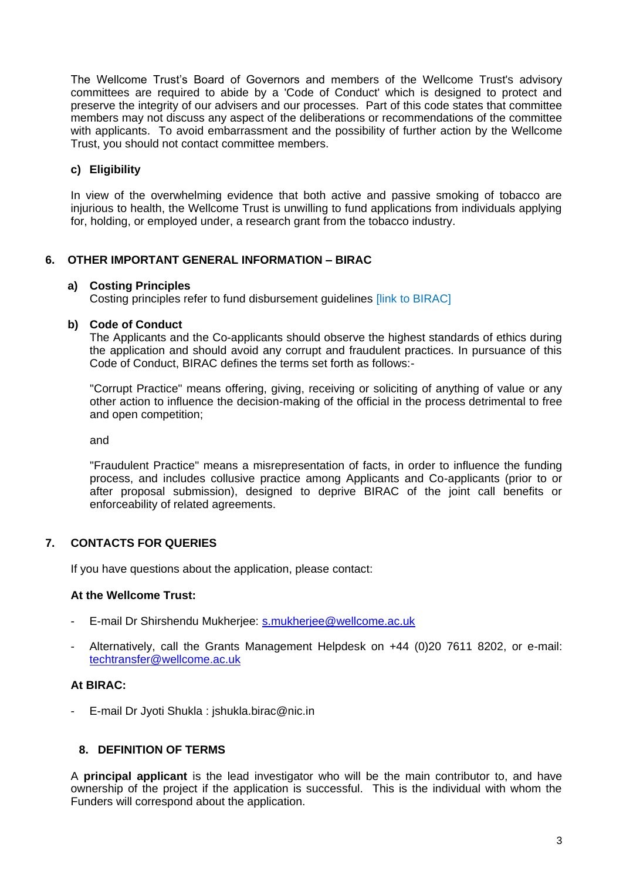The Wellcome Trust's Board of Governors and members of the Wellcome Trust's advisory committees are required to abide by a 'Code of Conduct' which is designed to protect and preserve the integrity of our advisers and our processes. Part of this code states that committee members may not discuss any aspect of the deliberations or recommendations of the committee with applicants. To avoid embarrassment and the possibility of further action by the Wellcome Trust, you should not contact committee members.

### c) Eligibility

In view of the overwhelming evidence that both active and passive smoking of tobacco are injurious to health, the Wellcome Trust is unwilling to fund applications from individuals applying for, holding, or employed under, a research grant from the tobacco industry.

## 6. OTHER IMPORTANT GENERAL INFORMATION – BIRAC

### a) Costing Principles

Costing principles refer to fund disbursement guidelines [link to BIRAC]

### b) Code of Conduct

The Applicants and the Co-applicants should observe the highest standards of ethics during the application and should avoid any corrupt and fraudulent practices. In pursuance of this Code of Conduct, BIRAC defines the terms set forth as follows:-

"Corrupt Practice" means offering, giving, receiving or soliciting of anything of value or any other action to influence the decision-making of the official in the process detrimental to free and open competition;

and

"Fraudulent Practice" means a misrepresentation of facts, in order to influence the funding process, and includes collusive practice among Applicants and Co-applicants (prior to or after proposal submission), designed to deprive BIRAC of the joint call benefits or enforceability of related agreements.

## 7. CONTACTS FOR QUERIES

If you have questions about the application, please contact:

**At the Wellcome Trust:**

- E-mail Dr Shirshendu Mukherjee: s.mukherjee@wellcome.ac.uk
- Alternatively, call the Grants Management Helpdesk on +44 (0)20 7611 8202, or e-mail: techtransfer@wellcome.ac.uk

**At BIRAC:**

- E-mail Dr Jyoti Shukla : jshukla.birac@nic.in

## 8. DEFINITION OF TERMS

A **principal applicant** is the lead investigator who will be the main contributor to, and have ownership of the project if the application is successful. This is the individual with whom the Funders will correspond about the application.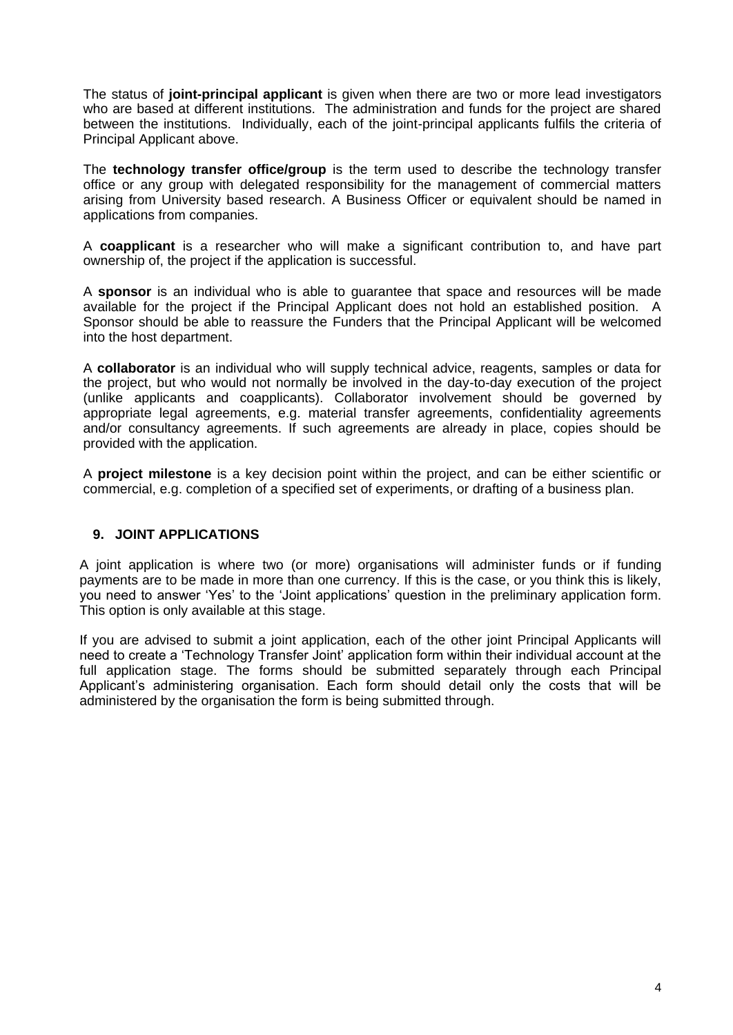The status of **joint-principal applicant** is given when there are two or more lead investigators who are based at different institutions. The administration and funds for the project are shared between the institutions. Individually, each of the joint-principal applicants fulfils the criteria of Principal Applicant above.

The **technology transfer office/group** is the term used to describe the technology transfer office or any group with delegated responsibility for the management of commercial matters arising from University based research. A Business Officer or equivalent should be named in applications from companies.

A **coapplicant** is a researcher who will make a significant contribution to, and have part ownership of, the project if the application is successful.

A **sponsor** is an individual who is able to guarantee that space and resources will be made available for the project if the Principal Applicant does not hold an established position. A Sponsor should be able to reassure the Funders that the Principal Applicant will be welcomed into the host department.

A **collaborator** is an individual who will supply technical advice, reagents, samples or data for the project, but who would not normally be involved in the day-to-day execution of the project (unlike applicants and coapplicants). Collaborator involvement should be governed by appropriate legal agreements, e.g. material transfer agreements, confidentiality agreements and/or consultancy agreements. If such agreements are already in place, copies should be provided with the application.

A **project milestone** is a key decision point within the project, and can be either scientific or commercial, e.g. completion of a specified set of experiments, or drafting of a business plan.

## 9. JOINT APPLICATIONS

A joint application is where two (or more) organisations will administer funds or if funding payments are to be made in more than one currency. If this is the case, or you think this is likely, you need to answer 'Yes' to the 'Joint applications' question in the preliminary application form. This option is only available at this stage.

If you are advised to submit a joint application, each of the other joint Principal Applicants will need to create a 'Technology Transfer Joint' application form within their individual account at the full application stage. The forms should be submitted separately through each Principal Applicant's administering organisation. Each form should detail only the costs that will be administered by the organisation the form is being submitted through.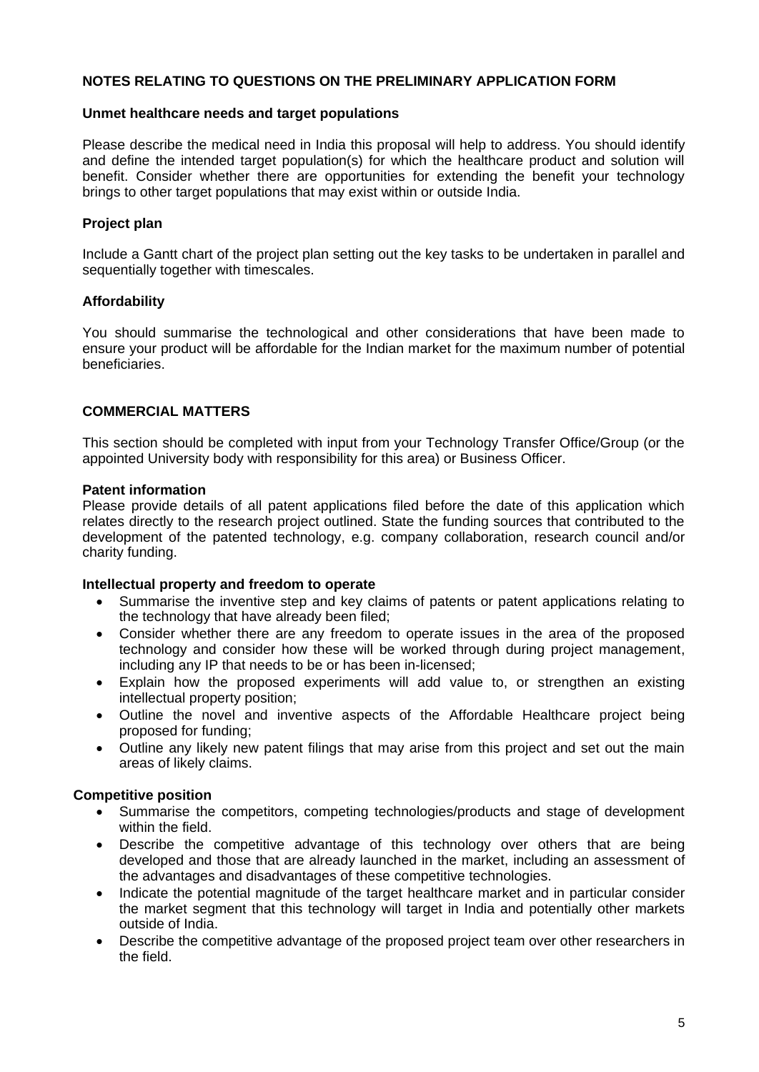## NOTES RELATING TO QUESTIONS ON THE PRELIMINARY APPLICATION FORM

### Unmet healthcare needs and target populations

Please describe the medical need in India this proposal will help to address. You should identify and define the intended target population(s) for which the healthcare product and solution will benefit. Consider whether there are opportunities for extending the benefit your technology brings to other target populations that may exist within or outside India.

### Project plan

Include a Gantt chart of the project plan setting out the key tasks to be undertaken in parallel and sequentially together with timescales.

### Affordability

You should summarise the technological and other considerations that have been made to ensure your product will be affordable for the Indian market for the maximum number of potential beneficiaries.

## COMMERCIAL MATTERS

This section should be completed with input from your Technology Transfer Office/Group (or the appointed University body with responsibility for this area) or Business Officer.

### Patent information

Please provide details of all patent applications filed before the date of this application which relates directly to the research project outlined. State the funding sources that contributed to the development of the patented technology, e.g. company collaboration, research council and/or charity funding.

### Intellectual property and freedom to operate

- Summarise the inventive step and key claims of patents or patent applications relating to the technology that have already been filed;
- Consider whether there are any freedom to operate issues in the area of the proposed technology and consider how these will be worked through during project management, including any IP that needs to be or has been in-licensed;
- Explain how the proposed experiments will add value to, or strengthen an existing intellectual property position;
- Outline the novel and inventive aspects of the Affordable Healthcare project being proposed for funding;
- Outline any likely new patent filings that may arise from this project and set out the main areas of likely claims.

### Competitive position

- Summarise the competitors, competing technologies/products and stage of development within the field.
- Describe the competitive advantage of this technology over others that are being developed and those that are already launched in the market, including an assessment of the advantages and disadvantages of these competitive technologies.
- Indicate the potential magnitude of the target healthcare market and in particular consider the market segment that this technology will target in India and potentially other markets outside of India.
- Describe the competitive advantage of the proposed project team over other researchers in the field.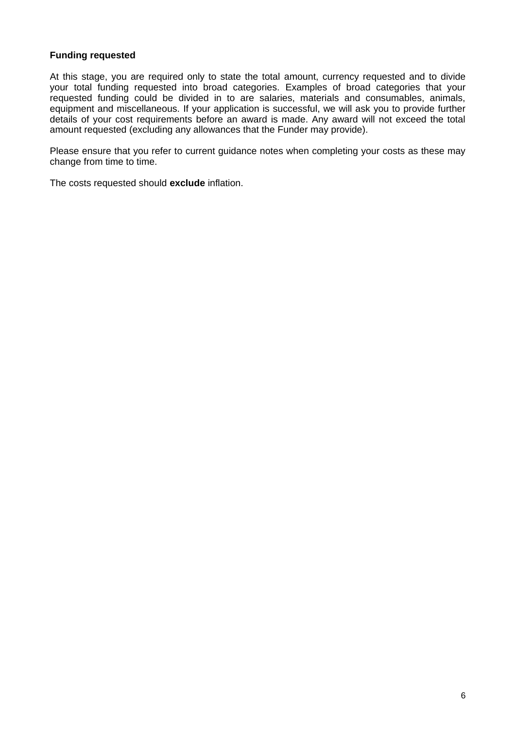**Funding requested**

At this stage, you are required only to state the total amount, currency requested and to divide your total funding requested into broad categories. Examples of broad categories that your requested funding could be divided in to are salaries, materials and consumables, animals, equipment and miscellaneous. If your application is successful, we will ask you to provide further details of your cost requirements before an award is made. Any award will not exceed the total amount requested (excluding any allowances that the Funder may provide).

Please ensure that you refer to current guidance notes when completing your costs as these may change from time to time.

The costs requested should **exclude** inflation.